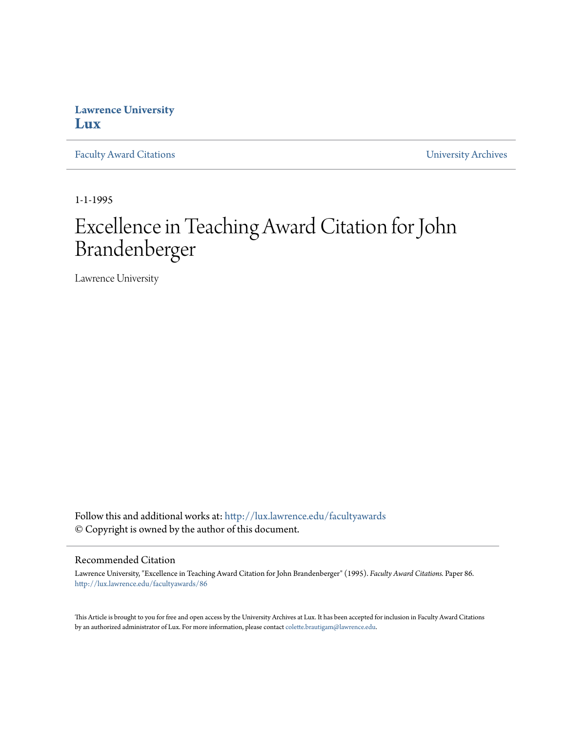**Lawrence University**
**Lux**

Faculty Award Citations | University Archives

1-1-1995

# Excellence in Teaching Award Citation for John Brandenberger

Lawrence University

Follow this and additional works at: http://lux.lawrence.edu/facultyawards
© Copyright is owned by the author of this document.

## Recommended Citation

Lawrence University, "Excellence in Teaching Award Citation for John Brandenberger" (1995). *Faculty Award Citations.* Paper 86.
http://lux.lawrence.edu/facultyawards/86

This Article is brought to you for free and open access by the University Archives at Lux. It has been accepted for inclusion in Faculty Award Citations by an authorized administrator of Lux. For more information, please contact colette.brautigam@lawrence.edu.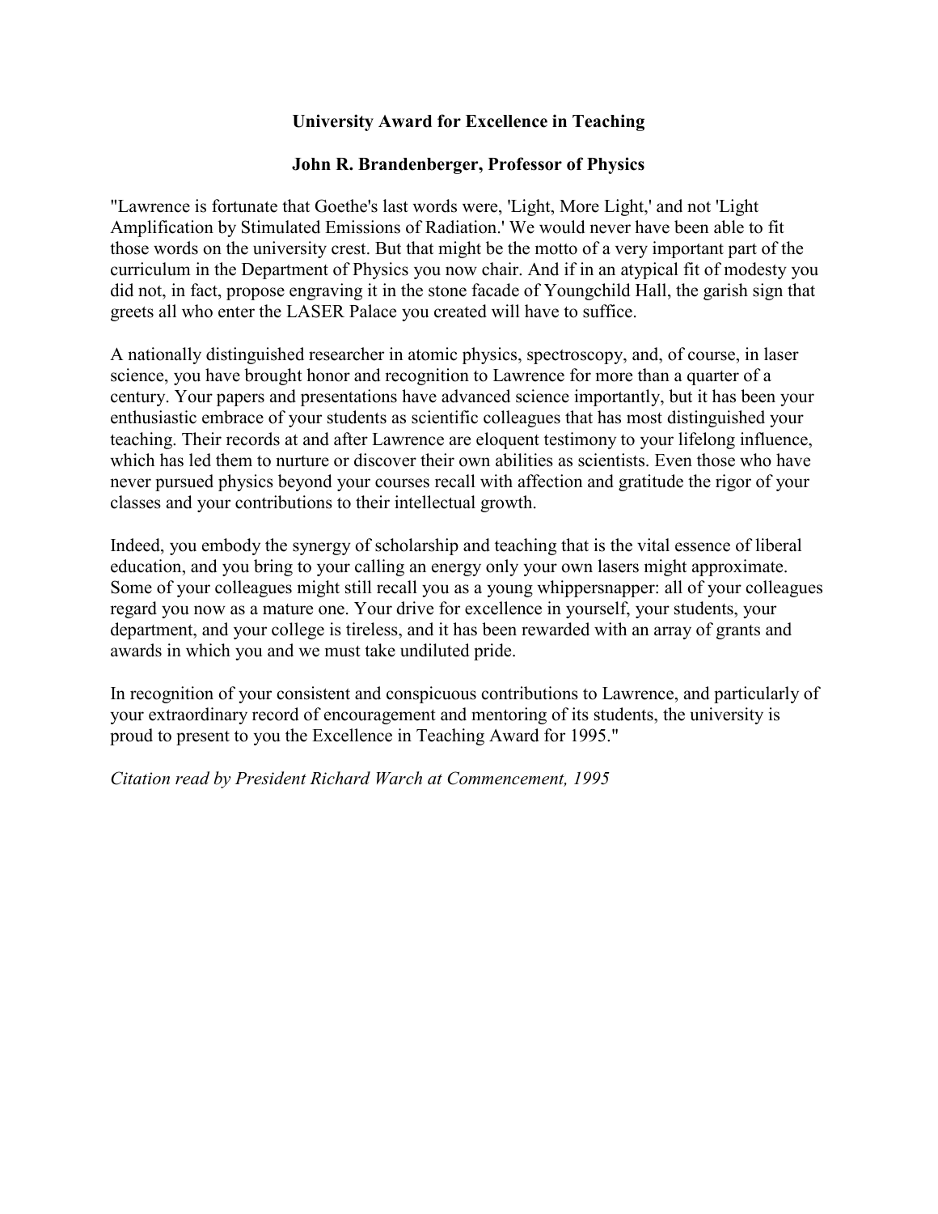**University Award for Excellence in Teaching**

**John R. Brandenberger, Professor of Physics**

"Lawrence is fortunate that Goethe's last words were, 'Light, More Light,' and not 'Light Amplification by Stimulated Emissions of Radiation.' We would never have been able to fit those words on the university crest. But that might be the motto of a very important part of the curriculum in the Department of Physics you now chair. And if in an atypical fit of modesty you did not, in fact, propose engraving it in the stone facade of Youngchild Hall, the garish sign that greets all who enter the LASER Palace you created will have to suffice.

A nationally distinguished researcher in atomic physics, spectroscopy, and, of course, in laser science, you have brought honor and recognition to Lawrence for more than a quarter of a century. Your papers and presentations have advanced science importantly, but it has been your enthusiastic embrace of your students as scientific colleagues that has most distinguished your teaching. Their records at and after Lawrence are eloquent testimony to your lifelong influence, which has led them to nurture or discover their own abilities as scientists. Even those who have never pursued physics beyond your courses recall with affection and gratitude the rigor of your classes and your contributions to their intellectual growth.

Indeed, you embody the synergy of scholarship and teaching that is the vital essence of liberal education, and you bring to your calling an energy only your own lasers might approximate. Some of your colleagues might still recall you as a young whippersnapper: all of your colleagues regard you now as a mature one. Your drive for excellence in yourself, your students, your department, and your college is tireless, and it has been rewarded with an array of grants and awards in which you and we must take undiluted pride.

In recognition of your consistent and conspicuous contributions to Lawrence, and particularly of your extraordinary record of encouragement and mentoring of its students, the university is proud to present to you the Excellence in Teaching Award for 1995."

*Citation read by President Richard Warch at Commencement, 1995*